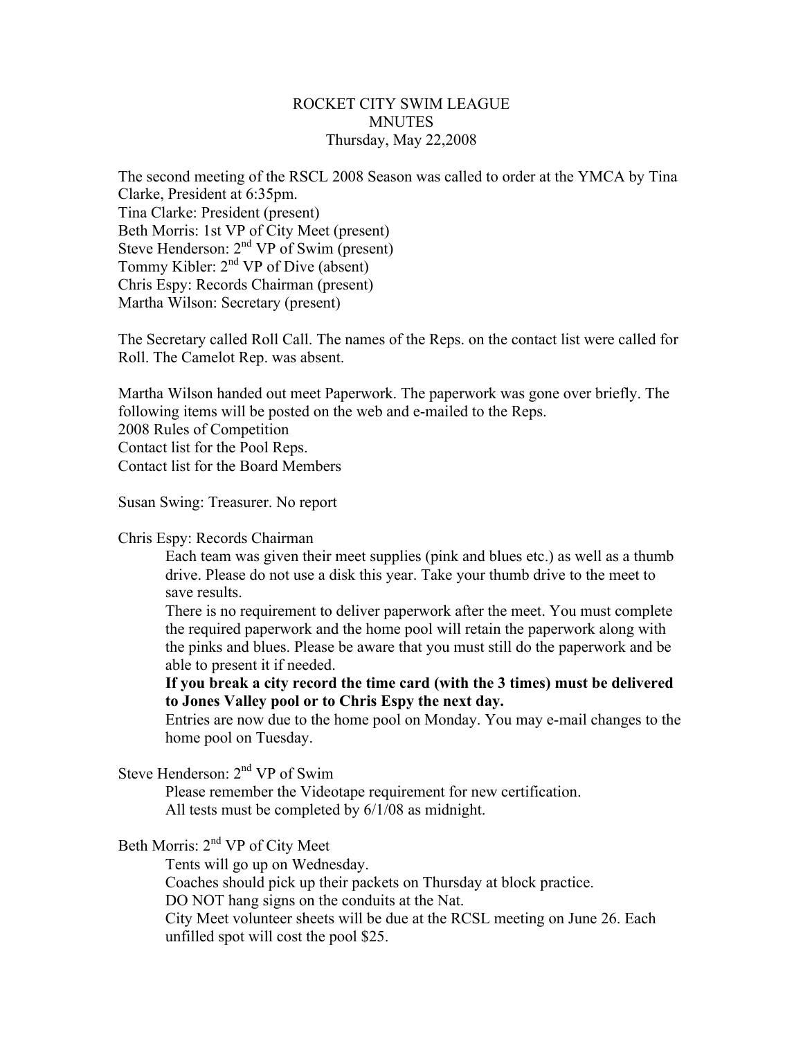# ROCKET CITY SWIM LEAGUE
## MNUTES
### Thursday, May 22,2008

The second meeting of the RSCL 2008 Season was called to order at the YMCA by Tina Clarke, President at 6:35pm.
Tina Clarke: President (present)
Beth Morris: 1st VP of City Meet (present)
Steve Henderson: 2nd VP of Swim (present)
Tommy Kibler: 2nd VP of Dive (absent)
Chris Espy: Records Chairman (present)
Martha Wilson: Secretary (present)

The Secretary called Roll Call. The names of the Reps. on the contact list were called for Roll. The Camelot Rep. was absent.

Martha Wilson handed out meet Paperwork. The paperwork was gone over briefly. The following items will be posted on the web and e-mailed to the Reps.
2008 Rules of Competition
Contact list for the Pool Reps.
Contact list for the Board Members

Susan Swing: Treasurer. No report

Chris Espy: Records Chairman

> Each team was given their meet supplies (pink and blues etc.) as well as a thumb drive. Please do not use a disk this year. Take your thumb drive to the meet to save results.
> There is no requirement to deliver paperwork after the meet. You must complete the required paperwork and the home pool will retain the paperwork along with the pinks and blues. Please be aware that you must still do the paperwork and be able to present it if needed.
> **If you break a city record the time card (with the 3 times) must be delivered to Jones Valley pool or to Chris Espy the next day.**
> Entries are now due to the home pool on Monday. You may e-mail changes to the home pool on Tuesday.

Steve Henderson: 2nd VP of Swim

> Please remember the Videotape requirement for new certification.
> All tests must be completed by 6/1/08 as midnight.

Beth Morris: 2nd VP of City Meet

> Tents will go up on Wednesday.
> Coaches should pick up their packets on Thursday at block practice.
> DO NOT hang signs on the conduits at the Nat.
> City Meet volunteer sheets will be due at the RCSL meeting on June 26. Each unfilled spot will cost the pool $25.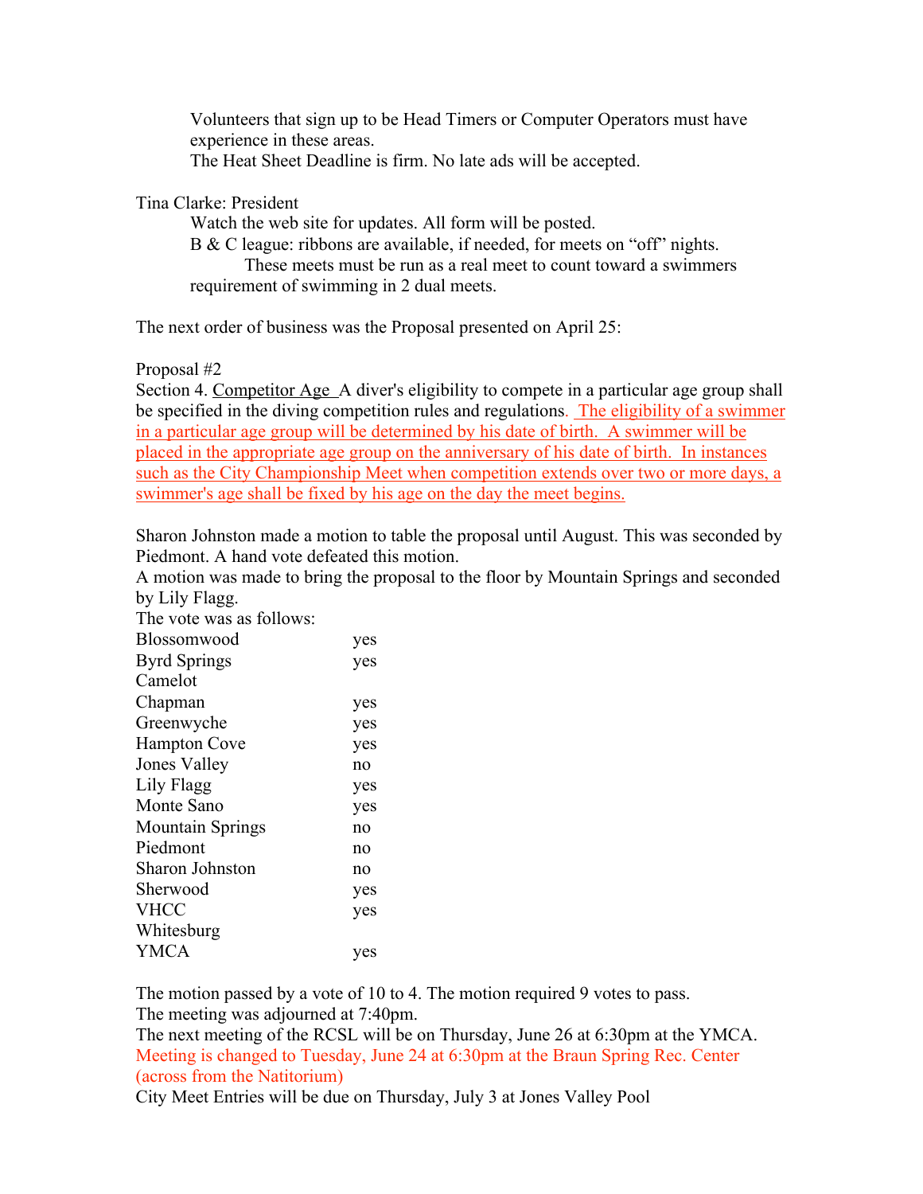Volunteers that sign up to be Head Timers or Computer Operators must have experience in these areas.
The Heat Sheet Deadline is firm. No late ads will be accepted.

Tina Clarke: President

Watch the web site for updates. All form will be posted.
B & C league: ribbons are available, if needed, for meets on "off" nights.
These meets must be run as a real meet to count toward a swimmers requirement of swimming in 2 dual meets.

The next order of business was the Proposal presented on April 25:

Proposal #2
Section 4. Competitor Age A diver's eligibility to compete in a particular age group shall be specified in the diving competition rules and regulations. The eligibility of a swimmer in a particular age group will be determined by his date of birth. A swimmer will be placed in the appropriate age group on the anniversary of his date of birth. In instances such as the City Championship Meet when competition extends over two or more days, a swimmer's age shall be fixed by his age on the day the meet begins.

Sharon Johnston made a motion to table the proposal until August. This was seconded by Piedmont. A hand vote defeated this motion.
A motion was made to bring the proposal to the floor by Mountain Springs and seconded by Lily Flagg.
The vote was as follows:

| | |
|---|---|
| Blossomwood | yes |
| Byrd Springs | yes |
| Camelot | |
| Chapman | yes |
| Greenwyche | yes |
| Hampton Cove | yes |
| Jones Valley | no |
| Lily Flagg | yes |
| Monte Sano | yes |
| Mountain Springs | no |
| Piedmont | no |
| Sharon Johnston | no |
| Sherwood | yes |
| VHCC | yes |
| Whitesburg | |
| YMCA | yes |

The motion passed by a vote of 10 to 4. The motion required 9 votes to pass.
The meeting was adjourned at 7:40pm.
The next meeting of the RCSL will be on Thursday, June 26 at 6:30pm at the YMCA.
Meeting is changed to Tuesday, June 24 at 6:30pm at the Braun Spring Rec. Center (across from the Natitorium)
City Meet Entries will be due on Thursday, July 3 at Jones Valley Pool